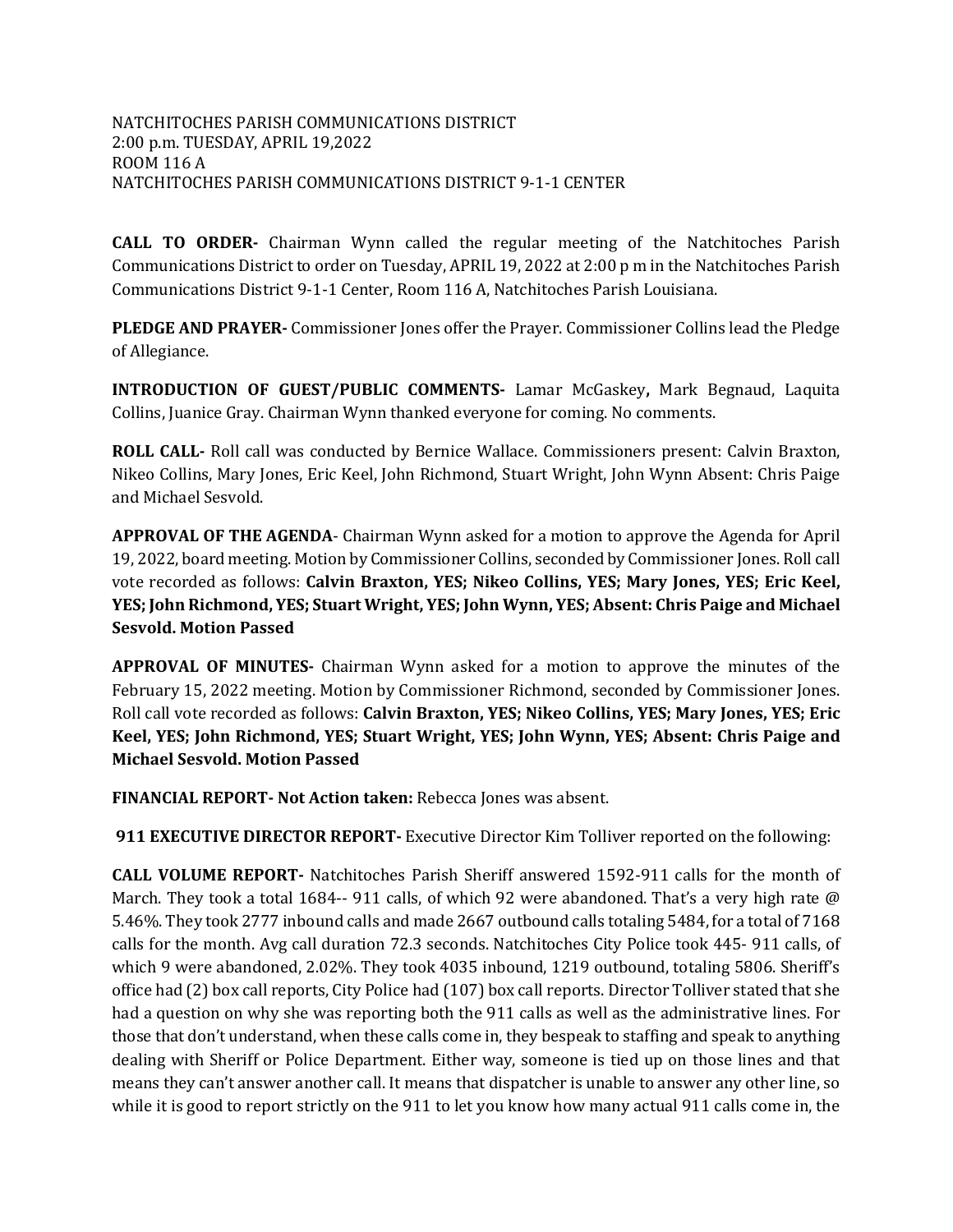NATCHITOCHES PARISH COMMUNICATIONS DISTRICT
2:00 p.m. TUESDAY, APRIL 19,2022
ROOM 116 A
NATCHITOCHES PARISH COMMUNICATIONS DISTRICT 9-1-1 CENTER

**CALL TO ORDER-** Chairman Wynn called the regular meeting of the Natchitoches Parish Communications District to order on Tuesday, APRIL 19, 2022 at 2:00 p m in the Natchitoches Parish Communications District 9-1-1 Center, Room 116 A, Natchitoches Parish Louisiana.

**PLEDGE AND PRAYER-** Commissioner Jones offer the Prayer. Commissioner Collins lead the Pledge of Allegiance.

**INTRODUCTION OF GUEST/PUBLIC COMMENTS-** Lamar McGaskey**,** Mark Begnaud, Laquita Collins, Juanice Gray. Chairman Wynn thanked everyone for coming. No comments.

**ROLL CALL-** Roll call was conducted by Bernice Wallace. Commissioners present: Calvin Braxton, Nikeo Collins, Mary Jones, Eric Keel, John Richmond, Stuart Wright, John Wynn Absent: Chris Paige and Michael Sesvold.

**APPROVAL OF THE AGENDA**- Chairman Wynn asked for a motion to approve the Agenda for April 19, 2022, board meeting. Motion by Commissioner Collins, seconded by Commissioner Jones. Roll call vote recorded as follows: **Calvin Braxton, YES; Nikeo Collins, YES; Mary Jones, YES; Eric Keel, YES; John Richmond, YES; Stuart Wright, YES; John Wynn, YES; Absent: Chris Paige and Michael Sesvold. Motion Passed**

**APPROVAL OF MINUTES-** Chairman Wynn asked for a motion to approve the minutes of the February 15, 2022 meeting. Motion by Commissioner Richmond, seconded by Commissioner Jones. Roll call vote recorded as follows: **Calvin Braxton, YES; Nikeo Collins, YES; Mary Jones, YES; Eric Keel, YES; John Richmond, YES; Stuart Wright, YES; John Wynn, YES; Absent: Chris Paige and Michael Sesvold. Motion Passed**

**FINANCIAL REPORT- Not Action taken:** Rebecca Jones was absent.

**911 EXECUTIVE DIRECTOR REPORT-** Executive Director Kim Tolliver reported on the following:

**CALL VOLUME REPORT-** Natchitoches Parish Sheriff answered 1592-911 calls for the month of March. They took a total 1684-- 911 calls, of which 92 were abandoned. That's a very high rate @ 5.46%. They took 2777 inbound calls and made 2667 outbound calls totaling 5484, for a total of 7168 calls for the month. Avg call duration 72.3 seconds. Natchitoches City Police took 445- 911 calls, of which 9 were abandoned, 2.02%. They took 4035 inbound, 1219 outbound, totaling 5806. Sheriff's office had (2) box call reports, City Police had (107) box call reports. Director Tolliver stated that she had a question on why she was reporting both the 911 calls as well as the administrative lines. For those that don't understand, when these calls come in, they bespeak to staffing and speak to anything dealing with Sheriff or Police Department. Either way, someone is tied up on those lines and that means they can't answer another call. It means that dispatcher is unable to answer any other line, so while it is good to report strictly on the 911 to let you know how many actual 911 calls come in, the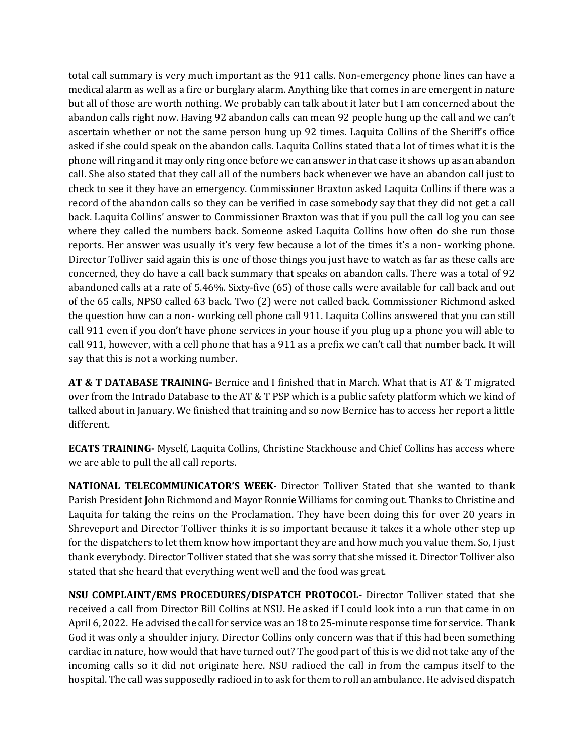total call summary is very much important as the 911 calls. Non-emergency phone lines can have a medical alarm as well as a fire or burglary alarm. Anything like that comes in are emergent in nature but all of those are worth nothing. We probably can talk about it later but I am concerned about the abandon calls right now. Having 92 abandon calls can mean 92 people hung up the call and we can't ascertain whether or not the same person hung up 92 times. Laquita Collins of the Sheriff's office asked if she could speak on the abandon calls. Laquita Collins stated that a lot of times what it is the phone will ring and it may only ring once before we can answer in that case it shows up as an abandon call. She also stated that they call all of the numbers back whenever we have an abandon call just to check to see it they have an emergency. Commissioner Braxton asked Laquita Collins if there was a record of the abandon calls so they can be verified in case somebody say that they did not get a call back. Laquita Collins' answer to Commissioner Braxton was that if you pull the call log you can see where they called the numbers back. Someone asked Laquita Collins how often do she run those reports. Her answer was usually it's very few because a lot of the times it's a non- working phone. Director Tolliver said again this is one of those things you just have to watch as far as these calls are concerned, they do have a call back summary that speaks on abandon calls. There was a total of 92 abandoned calls at a rate of 5.46%. Sixty-five (65) of those calls were available for call back and out of the 65 calls, NPSO called 63 back. Two (2) were not called back. Commissioner Richmond asked the question how can a non- working cell phone call 911. Laquita Collins answered that you can still call 911 even if you don't have phone services in your house if you plug up a phone you will able to call 911, however, with a cell phone that has a 911 as a prefix we can't call that number back. It will say that this is not a working number.

**AT & T DATABASE TRAINING-** Bernice and I finished that in March. What that is AT & T migrated over from the Intrado Database to the AT & T PSP which is a public safety platform which we kind of talked about in January. We finished that training and so now Bernice has to access her report a little different.

**ECATS TRAINING-** Myself, Laquita Collins, Christine Stackhouse and Chief Collins has access where we are able to pull the all call reports.

**NATIONAL TELECOMMUNICATOR'S WEEK-** Director Tolliver Stated that she wanted to thank Parish President John Richmond and Mayor Ronnie Williams for coming out. Thanks to Christine and Laquita for taking the reins on the Proclamation. They have been doing this for over 20 years in Shreveport and Director Tolliver thinks it is so important because it takes it a whole other step up for the dispatchers to let them know how important they are and how much you value them. So, I just thank everybody. Director Tolliver stated that she was sorry that she missed it. Director Tolliver also stated that she heard that everything went well and the food was great.

**NSU COMPLAINT/EMS PROCEDURES/DISPATCH PROTOCOL-** Director Tolliver stated that she received a call from Director Bill Collins at NSU. He asked if I could look into a run that came in on April 6, 2022. He advised the call for service was an 18 to 25-minute response time for service. Thank God it was only a shoulder injury. Director Collins only concern was that if this had been something cardiac in nature, how would that have turned out? The good part of this is we did not take any of the incoming calls so it did not originate here. NSU radioed the call in from the campus itself to the hospital. The call was supposedly radioed in to ask for them to roll an ambulance. He advised dispatch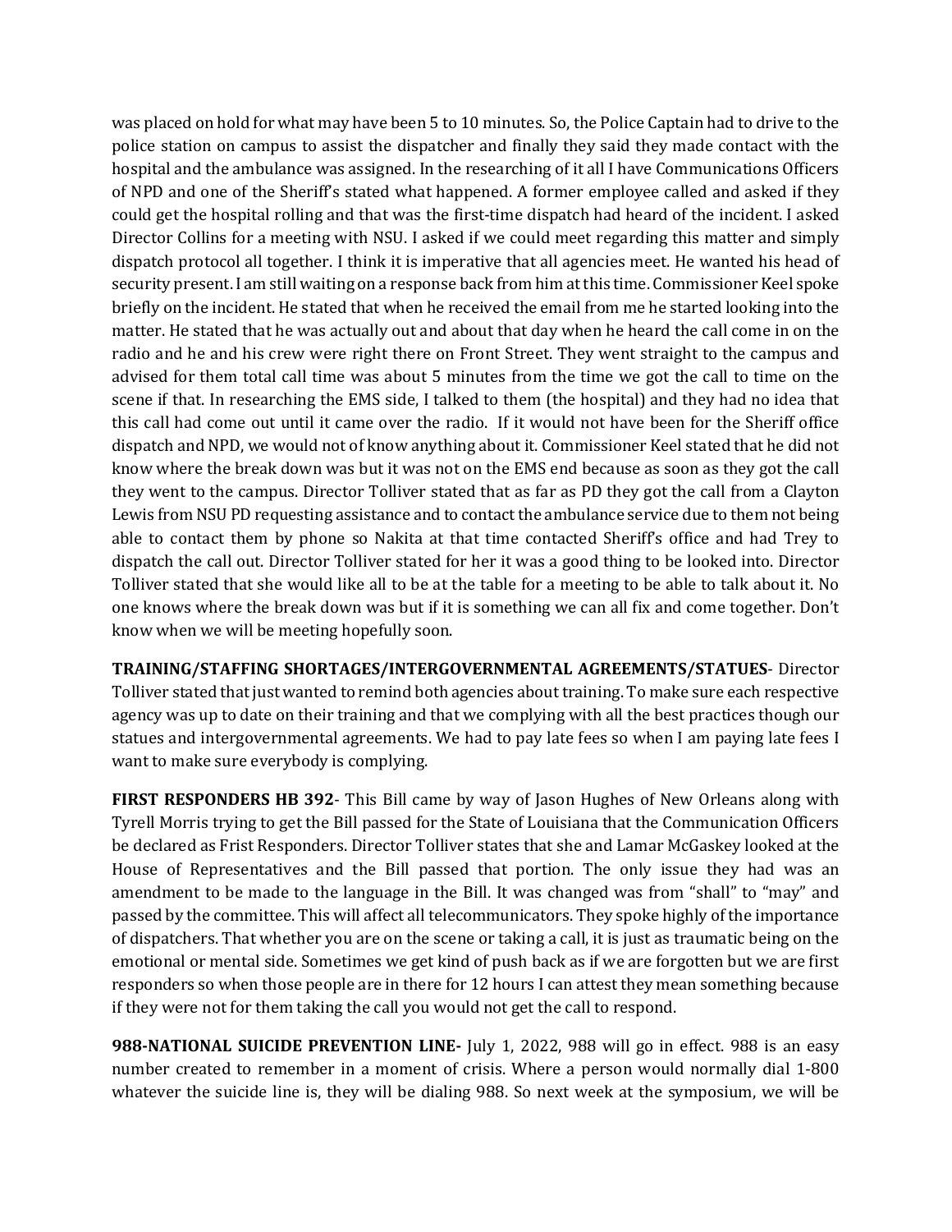was placed on hold for what may have been 5 to 10 minutes. So, the Police Captain had to drive to the police station on campus to assist the dispatcher and finally they said they made contact with the hospital and the ambulance was assigned. In the researching of it all I have Communications Officers of NPD and one of the Sheriff's stated what happened. A former employee called and asked if they could get the hospital rolling and that was the first-time dispatch had heard of the incident. I asked Director Collins for a meeting with NSU. I asked if we could meet regarding this matter and simply dispatch protocol all together. I think it is imperative that all agencies meet. He wanted his head of security present. I am still waiting on a response back from him at this time. Commissioner Keel spoke briefly on the incident. He stated that when he received the email from me he started looking into the matter. He stated that he was actually out and about that day when he heard the call come in on the radio and he and his crew were right there on Front Street. They went straight to the campus and advised for them total call time was about 5 minutes from the time we got the call to time on the scene if that. In researching the EMS side, I talked to them (the hospital) and they had no idea that this call had come out until it came over the radio. If it would not have been for the Sheriff office dispatch and NPD, we would not of know anything about it. Commissioner Keel stated that he did not know where the break down was but it was not on the EMS end because as soon as they got the call they went to the campus. Director Tolliver stated that as far as PD they got the call from a Clayton Lewis from NSU PD requesting assistance and to contact the ambulance service due to them not being able to contact them by phone so Nakita at that time contacted Sheriff's office and had Trey to dispatch the call out. Director Tolliver stated for her it was a good thing to be looked into. Director Tolliver stated that she would like all to be at the table for a meeting to be able to talk about it. No one knows where the break down was but if it is something we can all fix and come together. Don't know when we will be meeting hopefully soon.

**TRAINING/STAFFING SHORTAGES/INTERGOVERNMENTAL AGREEMENTS/STATUES**- Director Tolliver stated that just wanted to remind both agencies about training. To make sure each respective agency was up to date on their training and that we complying with all the best practices though our statues and intergovernmental agreements. We had to pay late fees so when I am paying late fees I want to make sure everybody is complying.

**FIRST RESPONDERS HB 392**- This Bill came by way of Jason Hughes of New Orleans along with Tyrell Morris trying to get the Bill passed for the State of Louisiana that the Communication Officers be declared as Frist Responders. Director Tolliver states that she and Lamar McGaskey looked at the House of Representatives and the Bill passed that portion. The only issue they had was an amendment to be made to the language in the Bill. It was changed was from "shall" to "may" and passed by the committee. This will affect all telecommunicators. They spoke highly of the importance of dispatchers. That whether you are on the scene or taking a call, it is just as traumatic being on the emotional or mental side. Sometimes we get kind of push back as if we are forgotten but we are first responders so when those people are in there for 12 hours I can attest they mean something because if they were not for them taking the call you would not get the call to respond.

**988-NATIONAL SUICIDE PREVENTION LINE-** July 1, 2022, 988 will go in effect. 988 is an easy number created to remember in a moment of crisis. Where a person would normally dial 1-800 whatever the suicide line is, they will be dialing 988. So next week at the symposium, we will be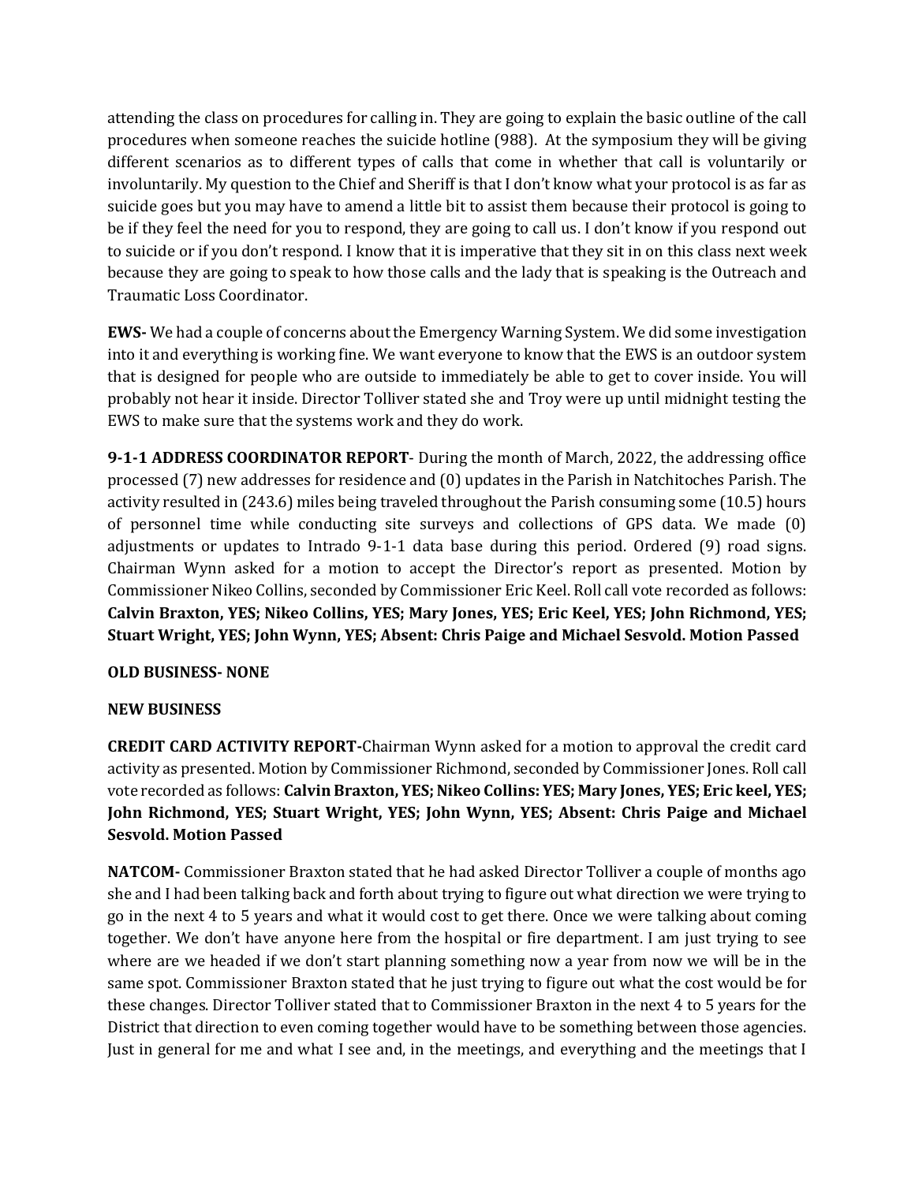attending the class on procedures for calling in. They are going to explain the basic outline of the call procedures when someone reaches the suicide hotline (988). At the symposium they will be giving different scenarios as to different types of calls that come in whether that call is voluntarily or involuntarily. My question to the Chief and Sheriff is that I don't know what your protocol is as far as suicide goes but you may have to amend a little bit to assist them because their protocol is going to be if they feel the need for you to respond, they are going to call us. I don't know if you respond out to suicide or if you don't respond. I know that it is imperative that they sit in on this class next week because they are going to speak to how those calls and the lady that is speaking is the Outreach and Traumatic Loss Coordinator.

**EWS-** We had a couple of concerns about the Emergency Warning System. We did some investigation into it and everything is working fine. We want everyone to know that the EWS is an outdoor system that is designed for people who are outside to immediately be able to get to cover inside. You will probably not hear it inside. Director Tolliver stated she and Troy were up until midnight testing the EWS to make sure that the systems work and they do work.

**9-1-1 ADDRESS COORDINATOR REPORT**- During the month of March, 2022, the addressing office processed (7) new addresses for residence and (0) updates in the Parish in Natchitoches Parish. The activity resulted in (243.6) miles being traveled throughout the Parish consuming some (10.5) hours of personnel time while conducting site surveys and collections of GPS data. We made (0) adjustments or updates to Intrado 9-1-1 data base during this period. Ordered (9) road signs. Chairman Wynn asked for a motion to accept the Director's report as presented. Motion by Commissioner Nikeo Collins, seconded by Commissioner Eric Keel. Roll call vote recorded as follows: **Calvin Braxton, YES; Nikeo Collins, YES; Mary Jones, YES; Eric Keel, YES; John Richmond, YES; Stuart Wright, YES; John Wynn, YES; Absent: Chris Paige and Michael Sesvold. Motion Passed**

**OLD BUSINESS- NONE**

**NEW BUSINESS**

**CREDIT CARD ACTIVITY REPORT-**Chairman Wynn asked for a motion to approval the credit card activity as presented. Motion by Commissioner Richmond, seconded by Commissioner Jones. Roll call vote recorded as follows: **Calvin Braxton, YES; Nikeo Collins: YES; Mary Jones, YES; Eric keel, YES; John Richmond, YES; Stuart Wright, YES; John Wynn, YES; Absent: Chris Paige and Michael Sesvold. Motion Passed**

**NATCOM-** Commissioner Braxton stated that he had asked Director Tolliver a couple of months ago she and I had been talking back and forth about trying to figure out what direction we were trying to go in the next 4 to 5 years and what it would cost to get there. Once we were talking about coming together. We don't have anyone here from the hospital or fire department. I am just trying to see where are we headed if we don't start planning something now a year from now we will be in the same spot. Commissioner Braxton stated that he just trying to figure out what the cost would be for these changes. Director Tolliver stated that to Commissioner Braxton in the next 4 to 5 years for the District that direction to even coming together would have to be something between those agencies. Just in general for me and what I see and, in the meetings, and everything and the meetings that I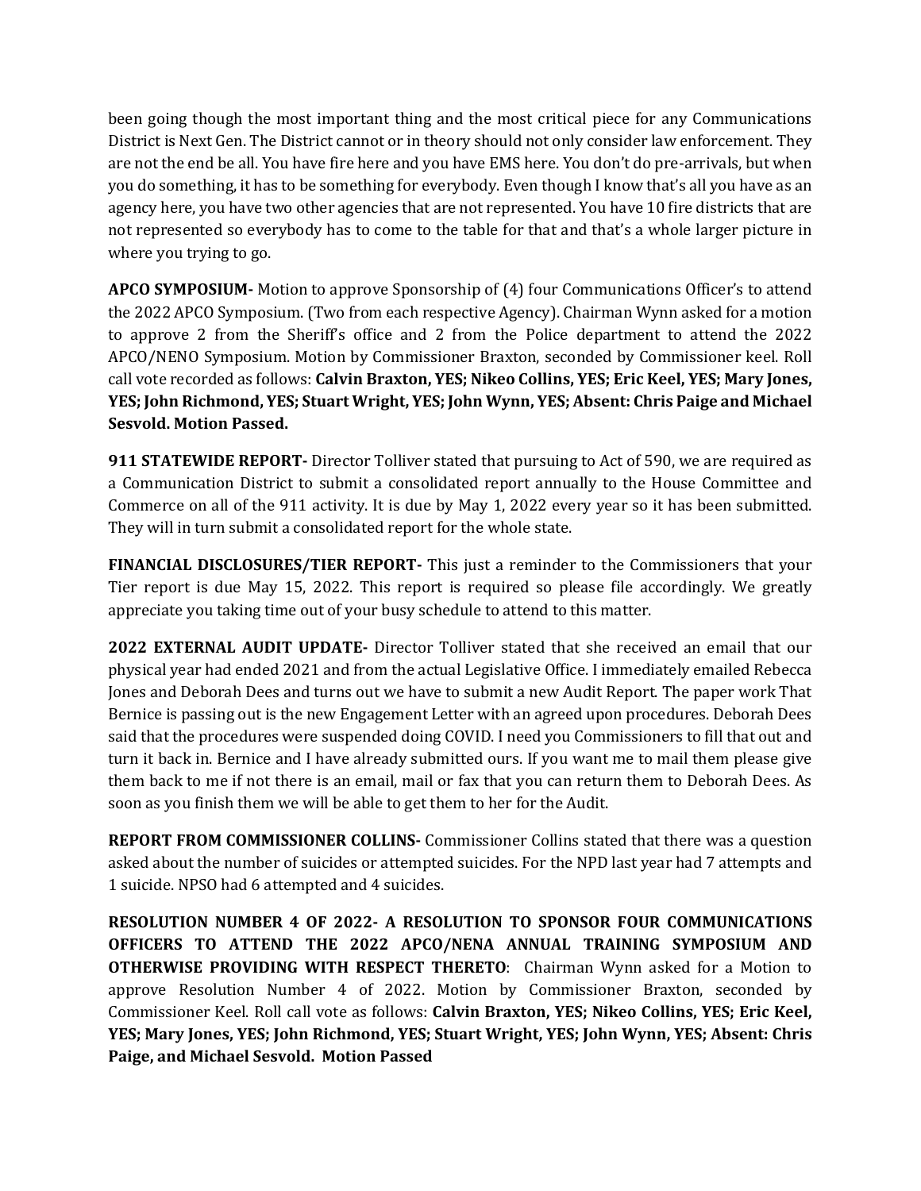been going though the most important thing and the most critical piece for any Communications District is Next Gen. The District cannot or in theory should not only consider law enforcement. They are not the end be all. You have fire here and you have EMS here. You don't do pre-arrivals, but when you do something, it has to be something for everybody. Even though I know that's all you have as an agency here, you have two other agencies that are not represented. You have 10 fire districts that are not represented so everybody has to come to the table for that and that's a whole larger picture in where you trying to go.

**APCO SYMPOSIUM-** Motion to approve Sponsorship of (4) four Communications Officer's to attend the 2022 APCO Symposium. (Two from each respective Agency). Chairman Wynn asked for a motion to approve 2 from the Sheriff's office and 2 from the Police department to attend the 2022 APCO/NENO Symposium. Motion by Commissioner Braxton, seconded by Commissioner keel. Roll call vote recorded as follows: **Calvin Braxton, YES; Nikeo Collins, YES; Eric Keel, YES; Mary Jones, YES; John Richmond, YES; Stuart Wright, YES; John Wynn, YES; Absent: Chris Paige and Michael Sesvold. Motion Passed.**

**911 STATEWIDE REPORT-** Director Tolliver stated that pursuing to Act of 590, we are required as a Communication District to submit a consolidated report annually to the House Committee and Commerce on all of the 911 activity. It is due by May 1, 2022 every year so it has been submitted. They will in turn submit a consolidated report for the whole state.

**FINANCIAL DISCLOSURES/TIER REPORT-** This just a reminder to the Commissioners that your Tier report is due May 15, 2022. This report is required so please file accordingly. We greatly appreciate you taking time out of your busy schedule to attend to this matter.

**2022 EXTERNAL AUDIT UPDATE-** Director Tolliver stated that she received an email that our physical year had ended 2021 and from the actual Legislative Office. I immediately emailed Rebecca Jones and Deborah Dees and turns out we have to submit a new Audit Report. The paper work That Bernice is passing out is the new Engagement Letter with an agreed upon procedures. Deborah Dees said that the procedures were suspended doing COVID. I need you Commissioners to fill that out and turn it back in. Bernice and I have already submitted ours. If you want me to mail them please give them back to me if not there is an email, mail or fax that you can return them to Deborah Dees. As soon as you finish them we will be able to get them to her for the Audit.

**REPORT FROM COMMISSIONER COLLINS-** Commissioner Collins stated that there was a question asked about the number of suicides or attempted suicides. For the NPD last year had 7 attempts and 1 suicide. NPSO had 6 attempted and 4 suicides.

**RESOLUTION NUMBER 4 OF 2022- A RESOLUTION TO SPONSOR FOUR COMMUNICATIONS OFFICERS TO ATTEND THE 2022 APCO/NENA ANNUAL TRAINING SYMPOSIUM AND OTHERWISE PROVIDING WITH RESPECT THERETO**: Chairman Wynn asked for a Motion to approve Resolution Number 4 of 2022. Motion by Commissioner Braxton, seconded by Commissioner Keel. Roll call vote as follows: **Calvin Braxton, YES; Nikeo Collins, YES; Eric Keel, YES; Mary Jones, YES; John Richmond, YES; Stuart Wright, YES; John Wynn, YES; Absent: Chris Paige, and Michael Sesvold. Motion Passed**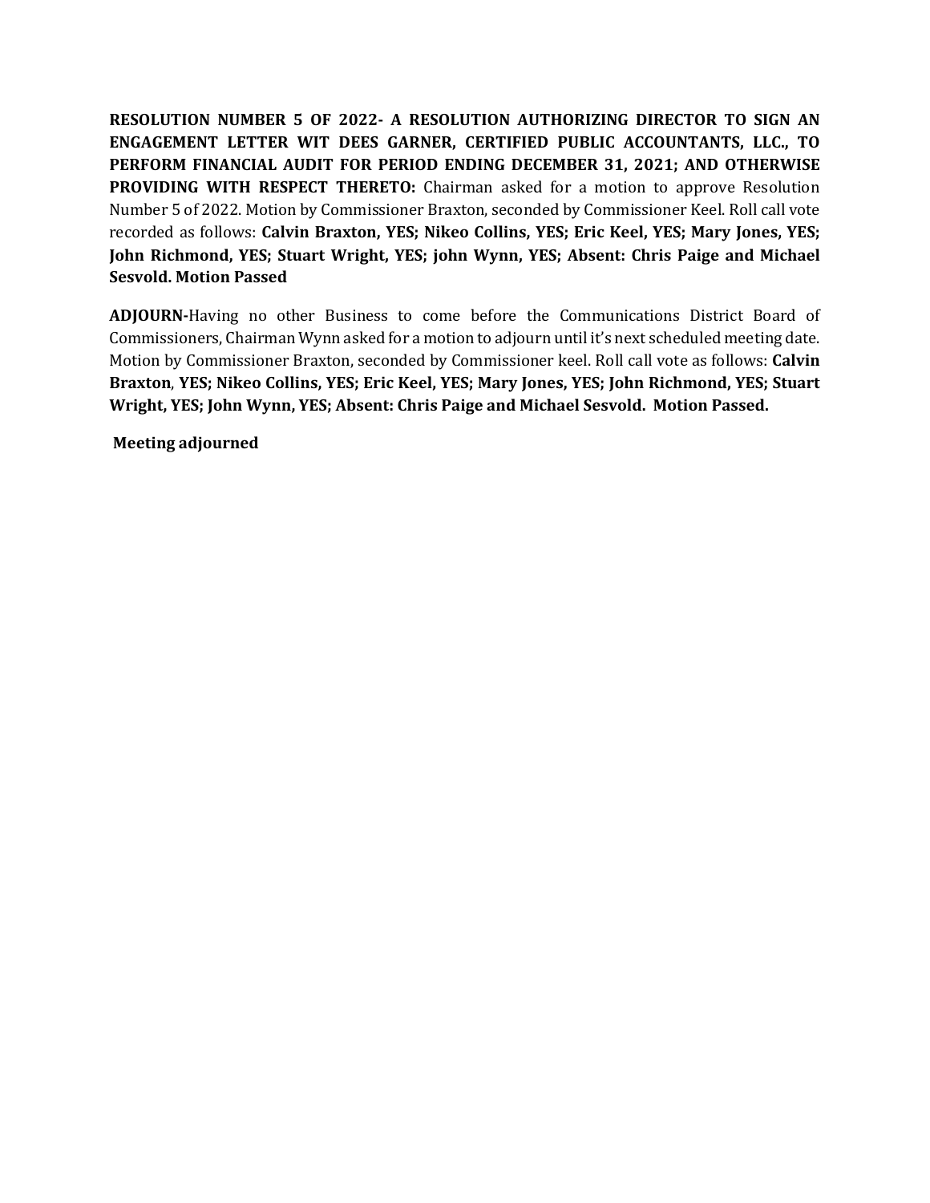**RESOLUTION NUMBER 5 OF 2022- A RESOLUTION AUTHORIZING DIRECTOR TO SIGN AN ENGAGEMENT LETTER WIT DEES GARNER, CERTIFIED PUBLIC ACCOUNTANTS, LLC., TO PERFORM FINANCIAL AUDIT FOR PERIOD ENDING DECEMBER 31, 2021; AND OTHERWISE PROVIDING WITH RESPECT THERETO:** Chairman asked for a motion to approve Resolution Number 5 of 2022. Motion by Commissioner Braxton, seconded by Commissioner Keel. Roll call vote recorded as follows: **Calvin Braxton, YES; Nikeo Collins, YES; Eric Keel, YES; Mary Jones, YES; John Richmond, YES; Stuart Wright, YES; john Wynn, YES; Absent: Chris Paige and Michael Sesvold. Motion Passed**

**ADJOURN-**Having no other Business to come before the Communications District Board of Commissioners, Chairman Wynn asked for a motion to adjourn until it's next scheduled meeting date. Motion by Commissioner Braxton, seconded by Commissioner keel. Roll call vote as follows: **Calvin Braxton**, **YES; Nikeo Collins, YES; Eric Keel, YES; Mary Jones, YES; John Richmond, YES; Stuart Wright, YES; John Wynn, YES; Absent: Chris Paige and Michael Sesvold. Motion Passed.**

**Meeting adjourned**